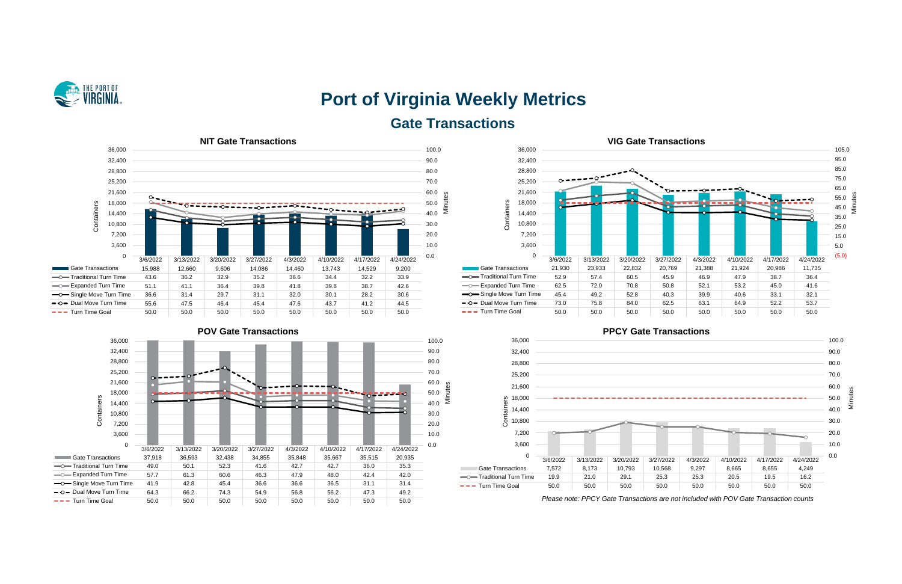# Port of Virginia Weekly Metrics

## Gate Transactions

### NIT Gate Transactions

| | 3/6/2022 | 3/13/2022 | 3/20/2022 | 3/27/2022 | 4/3/2022 | 4/10/2022 | 4/17/2022 | 4/24/2022 |
|---|---|---|---|---|---|---|---|---|
| Gate Transactions | 15,988 | 12,660 | 9,606 | 14,086 | 14,460 | 13,743 | 14,529 | 9,200 |
| Traditional Turn Time | 43.6 | 36.2 | 32.9 | 35.2 | 36.6 | 34.4 | 32.2 | 33.9 |
| Expanded Turn Time | 51.1 | 41.1 | 36.4 | 39.8 | 41.8 | 39.8 | 38.7 | 42.6 |
| Single Move Turn Time | 36.6 | 31.4 | 29.7 | 31.1 | 32.0 | 30.1 | 28.2 | 30.6 |
| Dual Move Turn Time | 55.6 | 47.5 | 46.4 | 45.4 | 47.6 | 43.7 | 41.2 | 44.5 |
| Turn Time Goal | 50.0 | 50.0 | 50.0 | 50.0 | 50.0 | 50.0 | 50.0 | 50.0 |

### VIG Gate Transactions

| | 3/6/2022 | 3/13/2022 | 3/20/2022 | 3/27/2022 | 4/3/2022 | 4/10/2022 | 4/17/2022 | 4/24/2022 |
|---|---|---|---|---|---|---|---|---|
| Gate Transactions | 21,930 | 23,933 | 22,832 | 20,769 | 21,388 | 21,924 | 20,986 | 11,735 |
| Traditional Turn Time | 52.9 | 57.4 | 60.5 | 45.9 | 46.9 | 47.9 | 38.7 | 36.4 |
| Expanded Turn Time | 62.5 | 72.0 | 70.8 | 50.8 | 52.1 | 53.2 | 45.0 | 41.6 |
| Single Move Turn Time | 45.4 | 49.2 | 52.8 | 40.3 | 39.9 | 40.6 | 33.1 | 32.1 |
| Dual Move Turn Time | 73.0 | 75.8 | 84.0 | 62.5 | 63.1 | 64.9 | 52.2 | 53.7 |
| Turn Time Goal | 50.0 | 50.0 | 50.0 | 50.0 | 50.0 | 50.0 | 50.0 | 50.0 |

### POV Gate Transactions

| | 3/6/2022 | 3/13/2022 | 3/20/2022 | 3/27/2022 | 4/3/2022 | 4/10/2022 | 4/17/2022 | 4/24/2022 |
|---|---|---|---|---|---|---|---|---|
| Gate Transactions | 37,918 | 36,593 | 32,438 | 34,855 | 35,848 | 35,667 | 35,515 | 20,935 |
| Traditional Turn Time | 49.0 | 50.1 | 52.3 | 41.6 | 42.7 | 42.7 | 36.0 | 35.3 |
| Expanded Turn Time | 57.7 | 61.3 | 60.6 | 46.3 | 47.9 | 48.0 | 42.4 | 42.0 |
| Single Move Turn Time | 41.9 | 42.8 | 45.4 | 36.6 | 36.6 | 36.5 | 31.1 | 31.4 |
| Dual Move Turn Time | 64.3 | 66.2 | 74.3 | 54.9 | 56.8 | 56.2 | 47.3 | 49.2 |
| Turn Time Goal | 50.0 | 50.0 | 50.0 | 50.0 | 50.0 | 50.0 | 50.0 | 50.0 |

### PPCY Gate Transactions

| | 3/6/2022 | 3/13/2022 | 3/20/2022 | 3/27/2022 | 4/3/2022 | 4/10/2022 | 4/17/2022 | 4/24/2022 |
|---|---|---|---|---|---|---|---|---|
| Gate Transactions | 7,572 | 8,173 | 10,793 | 10,568 | 9,297 | 8,665 | 8,655 | 4,249 |
| Traditional Turn Time | 19.9 | 21.0 | 29.1 | 25.3 | 25.3 | 20.5 | 19.5 | 16.2 |
| Turn Time Goal | 50.0 | 50.0 | 50.0 | 50.0 | 50.0 | 50.0 | 50.0 | 50.0 |

*Please note: PPCY Gate Transactions are not included with POV Gate Transaction counts*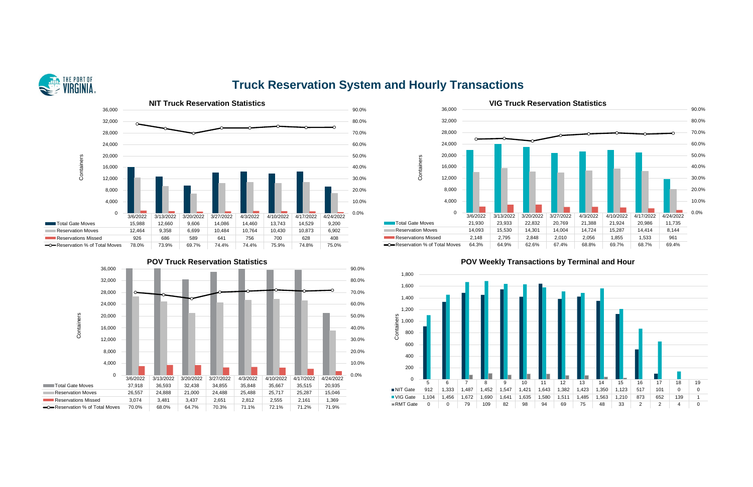# Truck Reservation System and Hourly Transactions

## NIT Truck Reservation Statistics

| | 3/6/2022 | 3/13/2022 | 3/20/2022 | 3/27/2022 | 4/3/2022 | 4/10/2022 | 4/17/2022 | 4/24/2022 |
|---|---|---|---|---|---|---|---|---|
| Total Gate Moves | 15,988 | 12,660 | 9,606 | 14,086 | 14,460 | 13,743 | 14,529 | 9,200 |
| Reservation Moves | 12,464 | 9,358 | 6,699 | 10,484 | 10,764 | 10,430 | 10,873 | 6,902 |
| Reservations Missed | 926 | 686 | 589 | 641 | 756 | 700 | 628 | 408 |
| Reservation % of Total Moves | 78.0% | 73.9% | 69.7% | 74.4% | 74.4% | 75.9% | 74.8% | 75.0% |

## VIG Truck Reservation Statistics

| | 3/6/2022 | 3/13/2022 | 3/20/2022 | 3/27/2022 | 4/3/2022 | 4/10/2022 | 4/17/2022 | 4/24/2022 |
|---|---|---|---|---|---|---|---|---|
| Total Gate Moves | 21,930 | 23,933 | 22,832 | 20,769 | 21,388 | 21,924 | 20,986 | 11,735 |
| Reservation Moves | 14,093 | 15,530 | 14,301 | 14,004 | 14,724 | 15,287 | 14,414 | 8,144 |
| Reservations Missed | 2,148 | 2,795 | 2,848 | 2,010 | 2,056 | 1,855 | 1,533 | 961 |
| Reservation % of Total Moves | 64.3% | 64.9% | 62.6% | 67.4% | 68.8% | 69.7% | 68.7% | 69.4% |

## POV Truck Reservation Statistics

| | 3/6/2022 | 3/13/2022 | 3/20/2022 | 3/27/2022 | 4/3/2022 | 4/10/2022 | 4/17/2022 | 4/24/2022 |
|---|---|---|---|---|---|---|---|---|
| Total Gate Moves | 37,918 | 36,593 | 32,438 | 34,855 | 35,848 | 35,667 | 35,515 | 20,935 |
| Reservation Moves | 26,557 | 24,888 | 21,000 | 24,488 | 25,488 | 25,717 | 25,287 | 15,046 |
| Reservations Missed | 3,074 | 3,481 | 3,437 | 2,651 | 2,812 | 2,555 | 2,161 | 1,369 |
| Reservation % of Total Moves | 70.0% | 68.0% | 64.7% | 70.3% | 71.1% | 72.1% | 71.2% | 71.9% |

## POV Weekly Transactions by Terminal and Hour

| | 5 | 6 | 7 | 8 | 9 | 10 | 11 | 12 | 13 | 14 | 15 | 16 | 17 | 18 | 19 |
|---|---|---|---|---|---|---|---|---|---|---|---|---|---|---|---|
| NIT Gate | 912 | 1,333 | 1,487 | 1,452 | 1,547 | 1,421 | 1,643 | 1,382 | 1,423 | 1,350 | 1,123 | 517 | 101 | 0 | 0 |
| VIG Gate | 1,104 | 1,456 | 1,672 | 1,690 | 1,641 | 1,635 | 1,580 | 1,511 | 1,485 | 1,563 | 1,210 | 873 | 652 | 139 | 1 |
| RMT Gate | 0 | 0 | 79 | 109 | 82 | 98 | 94 | 69 | 75 | 48 | 33 | 2 | 2 | 4 | 0 |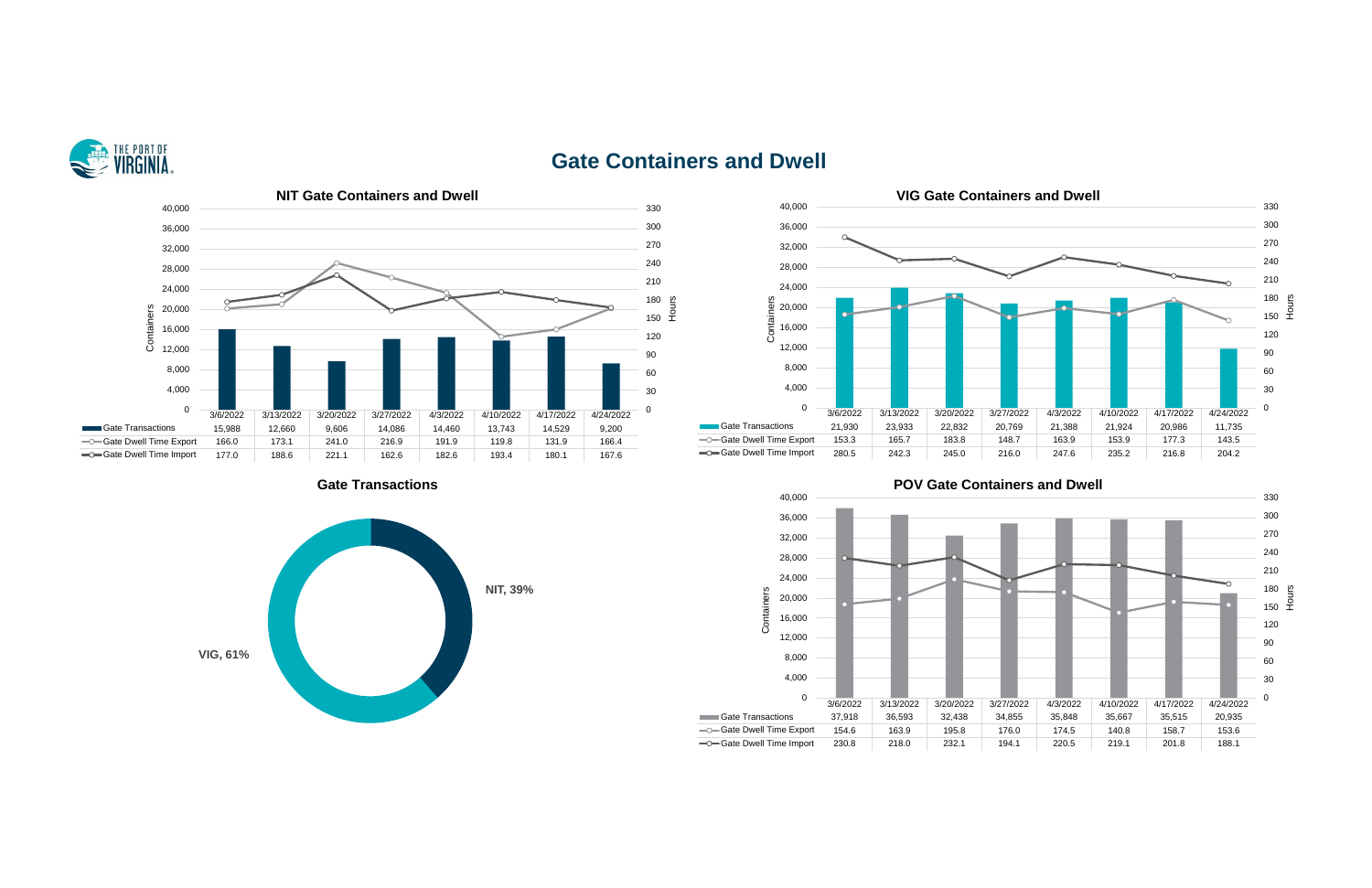# Gate Containers and Dwell

### NIT Gate Containers and Dwell

| | 3/6/2022 | 3/13/2022 | 3/20/2022 | 3/27/2022 | 4/3/2022 | 4/10/2022 | 4/17/2022 | 4/24/2022 |
|---|---|---|---|---|---|---|---|---|
| Gate Transactions | 15,988 | 12,660 | 9,606 | 14,086 | 14,460 | 13,743 | 14,529 | 9,200 |
| Gate Dwell Time Export | 166.0 | 173.1 | 241.0 | 216.9 | 191.9 | 119.8 | 131.9 | 166.4 |
| Gate Dwell Time Import | 177.0 | 188.6 | 221.1 | 162.6 | 182.6 | 193.4 | 180.1 | 167.6 |

### VIG Gate Containers and Dwell

| | 3/6/2022 | 3/13/2022 | 3/20/2022 | 3/27/2022 | 4/3/2022 | 4/10/2022 | 4/17/2022 | 4/24/2022 |
|---|---|---|---|---|---|---|---|---|
| Gate Transactions | 21,930 | 23,933 | 22,832 | 20,769 | 21,388 | 21,924 | 20,986 | 11,735 |
| Gate Dwell Time Export | 153.3 | 165.7 | 183.8 | 148.7 | 163.9 | 153.9 | 177.3 | 143.5 |
| Gate Dwell Time Import | 280.5 | 242.3 | 245.0 | 216.0 | 247.6 | 235.2 | 216.8 | 204.2 |

### Gate Transactions

- NIT, 39%
- VIG, 61%

### POV Gate Containers and Dwell

| | 3/6/2022 | 3/13/2022 | 3/20/2022 | 3/27/2022 | 4/3/2022 | 4/10/2022 | 4/17/2022 | 4/24/2022 |
|---|---|---|---|---|---|---|---|---|
| Gate Transactions | 37,918 | 36,593 | 32,438 | 34,855 | 35,848 | 35,667 | 35,515 | 20,935 |
| Gate Dwell Time Export | 154.6 | 163.9 | 195.8 | 176.0 | 174.5 | 140.8 | 158.7 | 153.6 |
| Gate Dwell Time Import | 230.8 | 218.0 | 232.1 | 194.1 | 220.5 | 219.1 | 201.8 | 188.1 |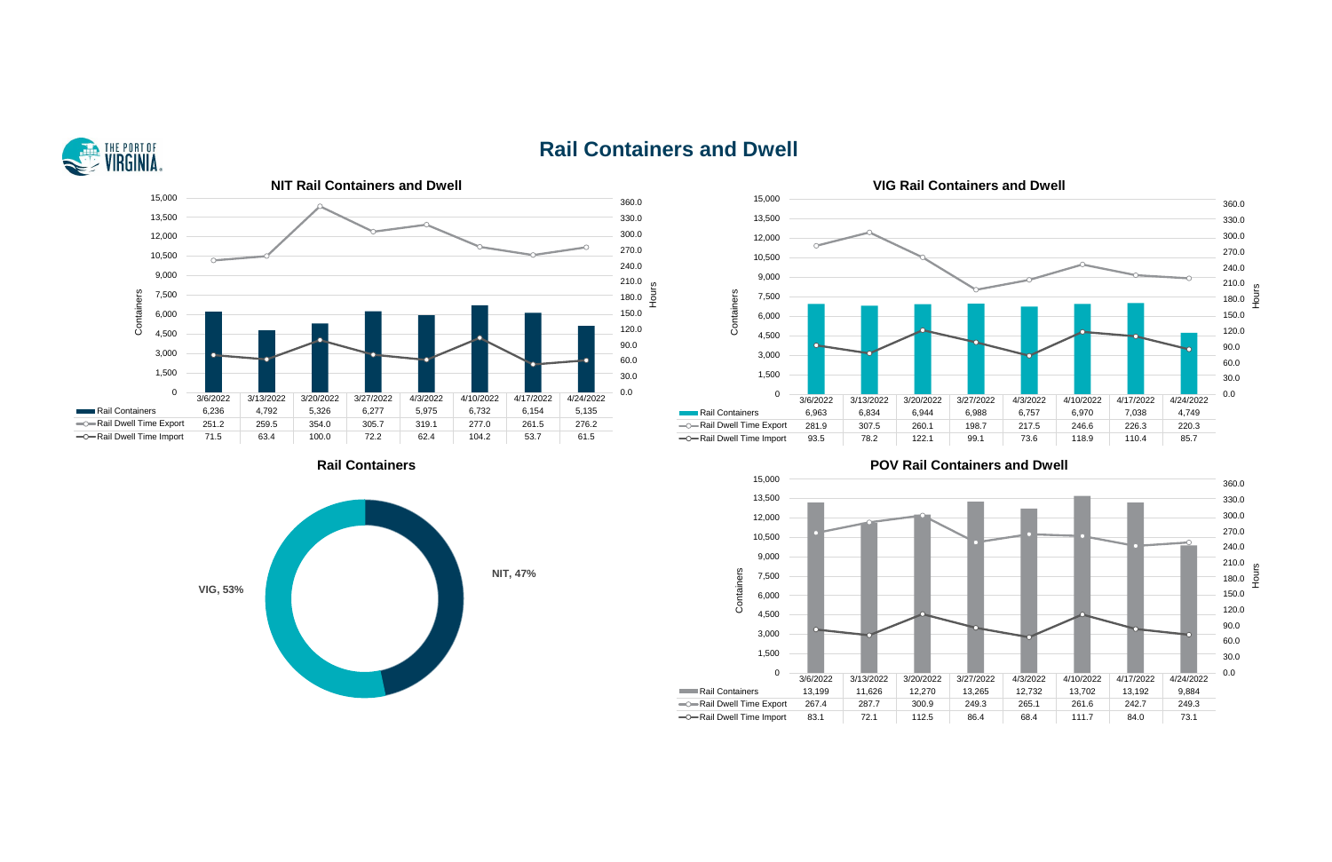# Rail Containers and Dwell

THE PORT OF VIRGINIA

## NIT Rail Containers and Dwell

Containers: 0, 1,500, 3,000, 4,500, 6,000, 7,500, 9,000, 10,500, 12,000, 13,500, 15,000

Hours: 0.0, 30.0, 60.0, 90.0, 120.0, 150.0, 180.0, 210.0, 240.0, 270.0, 300.0, 330.0, 360.0

| | 3/6/2022 | 3/13/2022 | 3/20/2022 | 3/27/2022 | 4/3/2022 | 4/10/2022 | 4/17/2022 | 4/24/2022 |
|---|---|---|---|---|---|---|---|---|
| Rail Containers | 6,236 | 4,792 | 5,326 | 6,277 | 5,975 | 6,732 | 6,154 | 5,135 |
| Rail Dwell Time Export | 251.2 | 259.5 | 354.0 | 305.7 | 319.1 | 277.0 | 261.5 | 276.2 |
| Rail Dwell Time Import | 71.5 | 63.4 | 100.0 | 72.2 | 62.4 | 104.2 | 53.7 | 61.5 |

## VIG Rail Containers and Dwell

Containers: 0, 1,500, 3,000, 4,500, 6,000, 7,500, 9,000, 10,500, 12,000, 13,500, 15,000

Hours: 0.0, 30.0, 60.0, 90.0, 120.0, 150.0, 180.0, 210.0, 240.0, 270.0, 300.0, 330.0, 360.0

| | 3/6/2022 | 3/13/2022 | 3/20/2022 | 3/27/2022 | 4/3/2022 | 4/10/2022 | 4/17/2022 | 4/24/2022 |
|---|---|---|---|---|---|---|---|---|
| Rail Containers | 6,963 | 6,834 | 6,944 | 6,988 | 6,757 | 6,970 | 7,038 | 4,749 |
| Rail Dwell Time Export | 281.9 | 307.5 | 260.1 | 198.7 | 217.5 | 246.6 | 226.3 | 220.3 |
| Rail Dwell Time Import | 93.5 | 78.2 | 122.1 | 99.1 | 73.6 | 118.9 | 110.4 | 85.7 |

## Rail Containers

VIG, 53%

NIT, 47%

## POV Rail Containers and Dwell

Containers: 0, 1,500, 3,000, 4,500, 6,000, 7,500, 9,000, 10,500, 12,000, 13,500, 15,000

Hours: 0.0, 30.0, 60.0, 90.0, 120.0, 150.0, 180.0, 210.0, 240.0, 270.0, 300.0, 330.0, 360.0

| | 3/6/2022 | 3/13/2022 | 3/20/2022 | 3/27/2022 | 4/3/2022 | 4/10/2022 | 4/17/2022 | 4/24/2022 |
|---|---|---|---|---|---|---|---|---|
| Rail Containers | 13,199 | 11,626 | 12,270 | 13,265 | 12,732 | 13,702 | 13,192 | 9,884 |
| Rail Dwell Time Export | 267.4 | 287.7 | 300.9 | 249.3 | 265.1 | 261.6 | 242.7 | 249.3 |
| Rail Dwell Time Import | 83.1 | 72.1 | 112.5 | 86.4 | 68.4 | 111.7 | 84.0 | 73.1 |